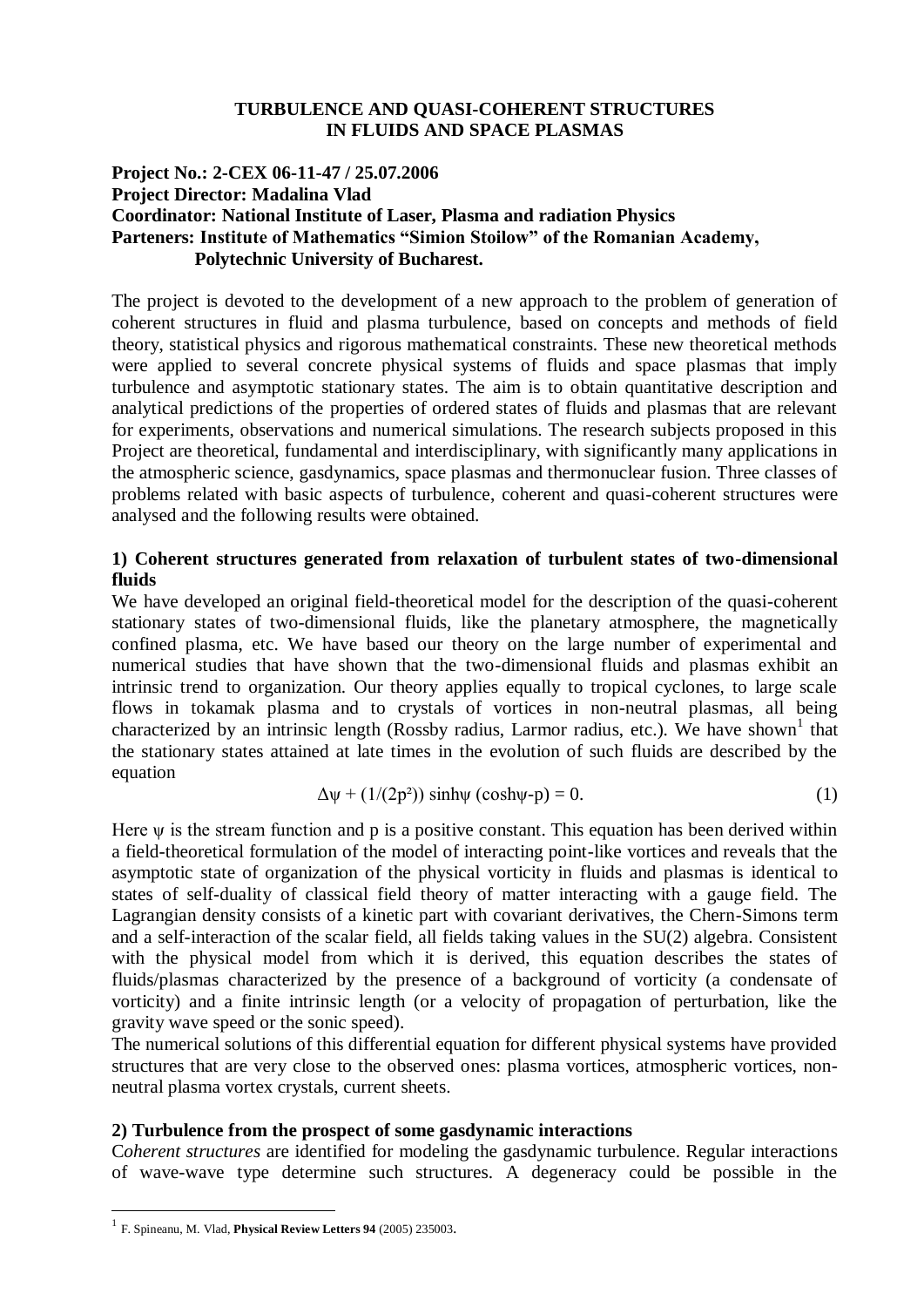# TURBULENCE AND QUASI-COHERENT STRUCTURES IN FLUIDS AND SPACE PLASMAS

**Project No.: 2-CEX 06-11-47 / 25.07.2006**
**Project Director: Madalina Vlad**
**Coordinator: National Institute of Laser, Plasma and radiation Physics**
**Parteners: Institute of Mathematics "Simion Stoilow" of the Romanian Academy, Polytechnic University of Bucharest.**

The project is devoted to the development of a new approach to the problem of generation of coherent structures in fluid and plasma turbulence, based on concepts and methods of field theory, statistical physics and rigorous mathematical constraints. These new theoretical methods were applied to several concrete physical systems of fluids and space plasmas that imply turbulence and asymptotic stationary states. The aim is to obtain quantitative description and analytical predictions of the properties of ordered states of fluids and plasmas that are relevant for experiments, observations and numerical simulations. The research subjects proposed in this Project are theoretical, fundamental and interdisciplinary, with significantly many applications in the atmospheric science, gasdynamics, space plasmas and thermonuclear fusion. Three classes of problems related with basic aspects of turbulence, coherent and quasi-coherent structures were analysed and the following results were obtained.

## 1) Coherent structures generated from relaxation of turbulent states of two-dimensional fluids

We have developed an original field-theoretical model for the description of the quasi-coherent stationary states of two-dimensional fluids, like the planetary atmosphere, the magnetically confined plasma, etc. We have based our theory on the large number of experimental and numerical studies that have shown that the two-dimensional fluids and plasmas exhibit an intrinsic trend to organization. Our theory applies equally to tropical cyclones, to large scale flows in tokamak plasma and to crystals of vortices in non-neutral plasmas, all being characterized by an intrinsic length (Rossby radius, Larmor radius, etc.). We have shown[1] that the stationary states attained at late times in the evolution of such fluids are described by the equation

$$\Delta\psi + (1/(2p^2)) \sinh\psi \,(\cosh\psi - p) = 0. \tag{1}$$

Here $\psi$ is the stream function and p is a positive constant. This equation has been derived within a field-theoretical formulation of the model of interacting point-like vortices and reveals that the asymptotic state of organization of the physical vorticity in fluids and plasmas is identical to states of self-duality of classical field theory of matter interacting with a gauge field. The Lagrangian density consists of a kinetic part with covariant derivatives, the Chern-Simons term and a self-interaction of the scalar field, all fields taking values in the SU(2) algebra. Consistent with the physical model from which it is derived, this equation describes the states of fluids/plasmas characterized by the presence of a background of vorticity (a condensate of vorticity) and a finite intrinsic length (or a velocity of propagation of perturbation, like the gravity wave speed or the sonic speed).

The numerical solutions of this differential equation for different physical systems have provided structures that are very close to the observed ones: plasma vortices, atmospheric vortices, non-neutral plasma vortex crystals, current sheets.

## 2) Turbulence from the prospect of some gasdynamic interactions

C*oherent structures* are identified for modeling the gasdynamic turbulence. Regular interactions of wave-wave type determine such structures. A degeneracy could be possible in the

[1] F. Spineanu, M. Vlad, **Physical Review Letters 94** (2005) 235003.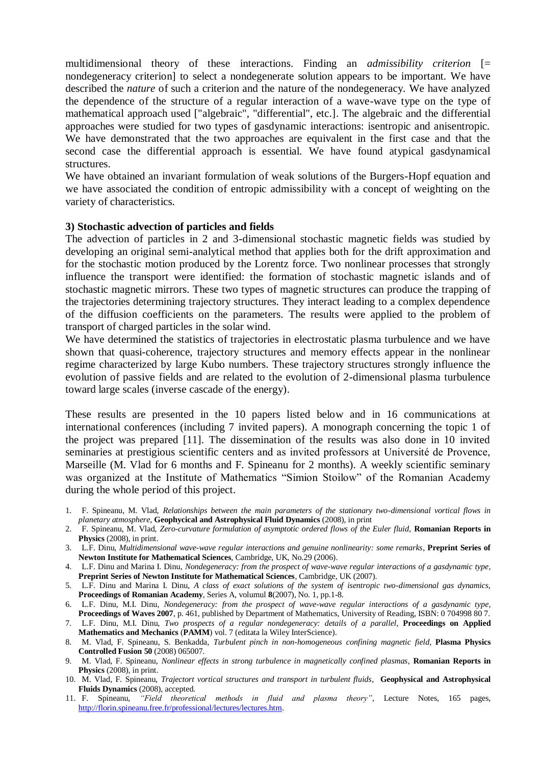multidimensional theory of these interactions. Finding an *admissibility criterion* [= nondegeneracy criterion] to select a nondegenerate solution appears to be important. We have described the *nature* of such a criterion and the nature of the nondegeneracy. We have analyzed the dependence of the structure of a regular interaction of a wave-wave type on the type of mathematical approach used ["algebraic", "differential", etc.]. The algebraic and the differential approaches were studied for two types of gasdynamic interactions: isentropic and anisentropic. We have demonstrated that the two approaches are equivalent in the first case and that the second case the differential approach is essential. We have found atypical gasdynamical structures.

We have obtained an invariant formulation of weak solutions of the Burgers-Hopf equation and we have associated the condition of entropic admissibility with a concept of weighting on the variety of characteristics.

### 3) Stochastic advection of particles and fields

The advection of particles in 2 and 3-dimensional stochastic magnetic fields was studied by developing an original semi-analytical method that applies both for the drift approximation and for the stochastic motion produced by the Lorentz force. Two nonlinear processes that strongly influence the transport were identified: the formation of stochastic magnetic islands and of stochastic magnetic mirrors. These two types of magnetic structures can produce the trapping of the trajectories determining trajectory structures. They interact leading to a complex dependence of the diffusion coefficients on the parameters. The results were applied to the problem of transport of charged particles in the solar wind.

We have determined the statistics of trajectories in electrostatic plasma turbulence and we have shown that quasi-coherence, trajectory structures and memory effects appear in the nonlinear regime characterized by large Kubo numbers. These trajectory structures strongly influence the evolution of passive fields and are related to the evolution of 2-dimensional plasma turbulence toward large scales (inverse cascade of the energy).

These results are presented in the 10 papers listed below and in 16 communications at international conferences (including 7 invited papers). A monograph concerning the topic 1 of the project was prepared [11]. The dissemination of the results was also done in 10 invited seminaries at prestigious scientific centers and as invited professors at Université de Provence, Marseille (M. Vlad for 6 months and F. Spineanu for 2 months). A weekly scientific seminary was organized at the Institute of Mathematics “Simion Stoilow” of the Romanian Academy during the whole period of this project.

1. F. Spineanu, M. Vlad, *Relationships between the main parameters of the stationary two-dimensional vortical flows in planetary atmosphere*, **Geophysical and Astrophysical Fluid Dynamics** (2008), in print
2. F. Spineanu, M. Vlad, *Zero-curvature formulation of asymptotic ordered flows of the Euler fluid*, **Romanian Reports in Physics** (2008), in print.
3. L.F. Dinu, *Multidimensional wave-wave regular interactions and genuine nonlinearity: some remarks*, **Preprint Series of Newton Institute for Mathematical Sciences**, Cambridge, UK, No.29 (2006).
4. L.F. Dinu and Marina I. Dinu, *Nondegeneracy: from the prospect of wave-wave regular interactions of a gasdynamic type*, **Preprint Series of Newton Institute for Mathematical Sciences**, Cambridge, UK (2007).
5. L.F. Dinu and Marina I. Dinu, *A class of exact solutions of the system of isentropic two-dimensional gas dynamics*, **Proceedings of Romanian Academy**, Series A, volumul **8**(2007), No. 1, pp.1-8.
6. L.F. Dinu, M.I. Dinu, *Nondegeneracy: from the prospect of wave-wave regular interactions of a gasdynamic type*, **Proceedings of Waves 2007**, p. 461, published by Department of Mathematics, University of Reading, ISBN: 0 704998 80 7.
7. L.F. Dinu, M.I. Dinu, *Two prospects of a regular nondegeneracy: details of a parallel*, **Proceedings on Applied Mathematics and Mechanics** (**PAMM**) vol. 7 (editata la Wiley InterScience).
8. M. Vlad, F. Spineanu, S. Benkadda, *Turbulent pinch in non-homogeneous confining magnetic field*, **Plasma Physics Controlled Fusion 50** (2008) 065007.
9. M. Vlad, F. Spineanu, *Nonlinear effects in strong turbulence in magnetically confined plasmas*, **Romanian Reports in Physics** (2008), in print.
10. M. Vlad, F. Spineanu, *Trajectort vortical structures and transport in turbulent fluids*, **Geophysical and Astrophysical Fluids Dynamics** (2008), accepted.
11. F. Spineanu, *“Field theoretical methods in fluid and plasma theory”*, Lecture Notes, 165 pages, http://florin.spineanu.free.fr/professional/lectures/lectures.htm.